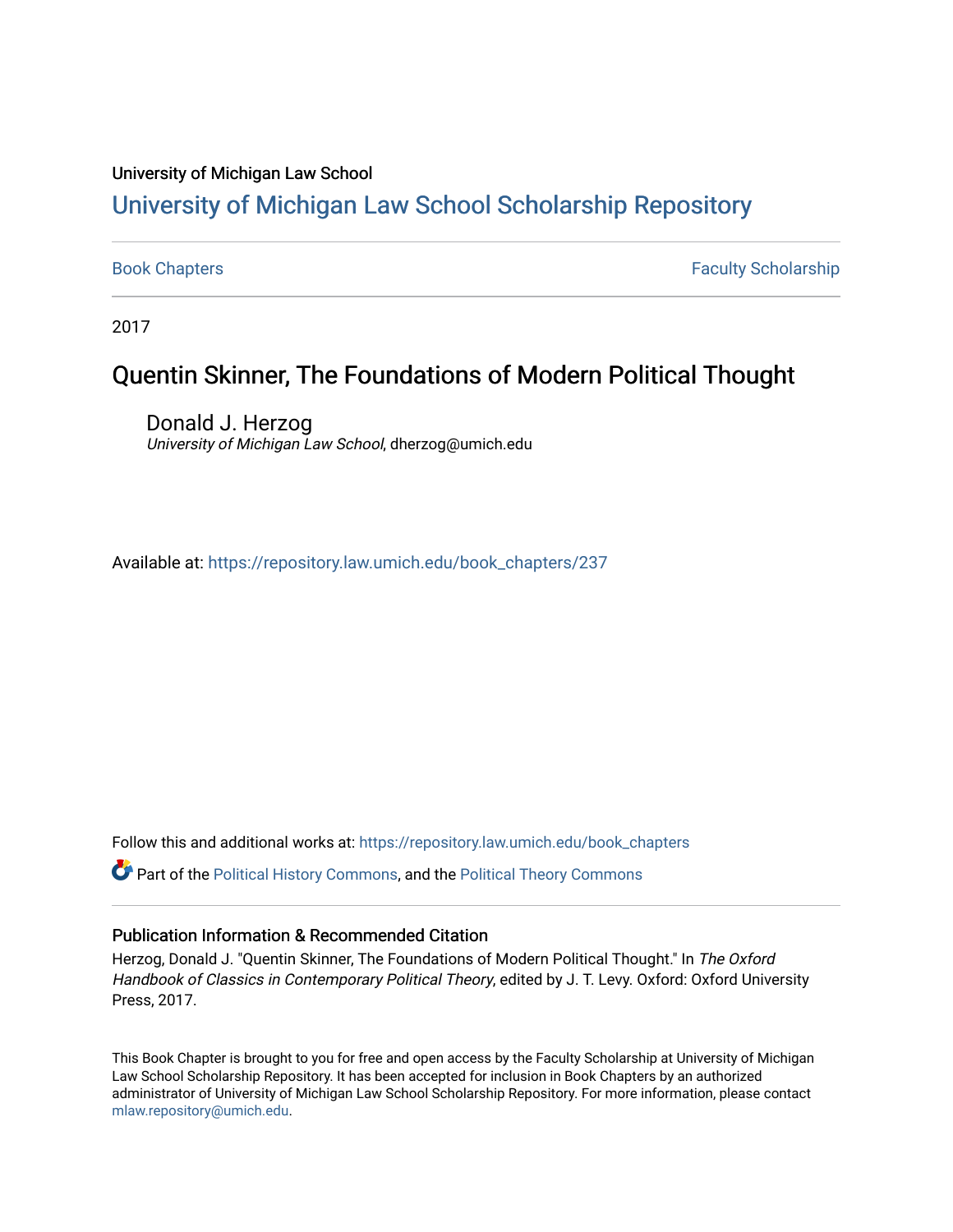University of Michigan Law School

# University of Michigan Law School Scholarship Repository

Book Chapters | Faculty Scholarship

2017

## Quentin Skinner, The Foundations of Modern Political Thought

Donald J. Herzog
*University of Michigan Law School*, dherzog@umich.edu

Available at: https://repository.law.umich.edu/book_chapters/237

Follow this and additional works at: https://repository.law.umich.edu/book_chapters

Part of the Political History Commons, and the Political Theory Commons

### Publication Information & Recommended Citation

Herzog, Donald J. "Quentin Skinner, The Foundations of Modern Political Thought." In *The Oxford Handbook of Classics in Contemporary Political Theory*, edited by J. T. Levy. Oxford: Oxford University Press, 2017.

This Book Chapter is brought to you for free and open access by the Faculty Scholarship at University of Michigan Law School Scholarship Repository. It has been accepted for inclusion in Book Chapters by an authorized administrator of University of Michigan Law School Scholarship Repository. For more information, please contact mlaw.repository@umich.edu.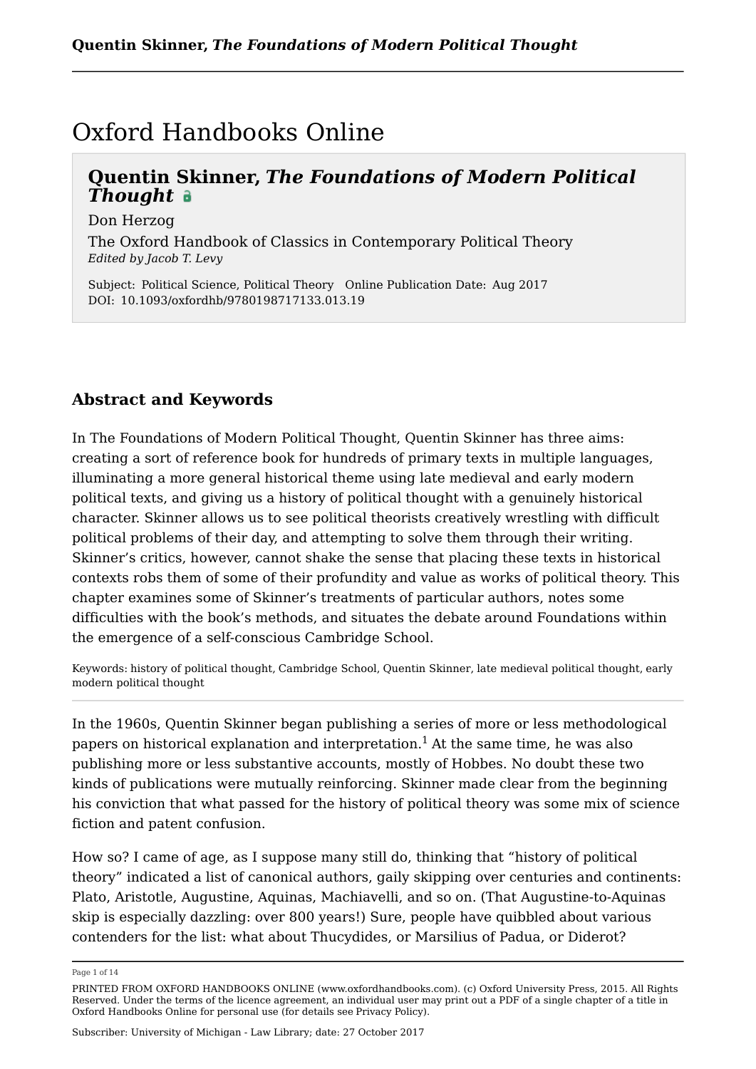# Oxford Handbooks Online

## Quentin Skinner, *The Foundations of Modern Political Thought*

Don Herzog

The Oxford Handbook of Classics in Contemporary Political Theory
*Edited by Jacob T. Levy*

Subject: Political Science, Political Theory Online Publication Date: Aug 2017
DOI: 10.1093/oxfordhb/9780198717133.013.19

### Abstract and Keywords

In The Foundations of Modern Political Thought, Quentin Skinner has three aims: creating a sort of reference book for hundreds of primary texts in multiple languages, illuminating a more general historical theme using late medieval and early modern political texts, and giving us a history of political thought with a genuinely historical character. Skinner allows us to see political theorists creatively wrestling with difficult political problems of their day, and attempting to solve them through their writing. Skinner's critics, however, cannot shake the sense that placing these texts in historical contexts robs them of some of their profundity and value as works of political theory. This chapter examines some of Skinner's treatments of particular authors, notes some difficulties with the book's methods, and situates the debate around Foundations within the emergence of a self-conscious Cambridge School.

Keywords: history of political thought, Cambridge School, Quentin Skinner, late medieval political thought, early modern political thought

---

In the 1960s, Quentin Skinner began publishing a series of more or less methodological papers on historical explanation and interpretation.[1] At the same time, he was also publishing more or less substantive accounts, mostly of Hobbes. No doubt these two kinds of publications were mutually reinforcing. Skinner made clear from the beginning his conviction that what passed for the history of political theory was some mix of science fiction and patent confusion.

How so? I came of age, as I suppose many still do, thinking that "history of political theory" indicated a list of canonical authors, gaily skipping over centuries and continents: Plato, Aristotle, Augustine, Aquinas, Machiavelli, and so on. (That Augustine-to-Aquinas skip is especially dazzling: over 800 years!) Sure, people have quibbled about various contenders for the list: what about Thucydides, or Marsilius of Padua, or Diderot?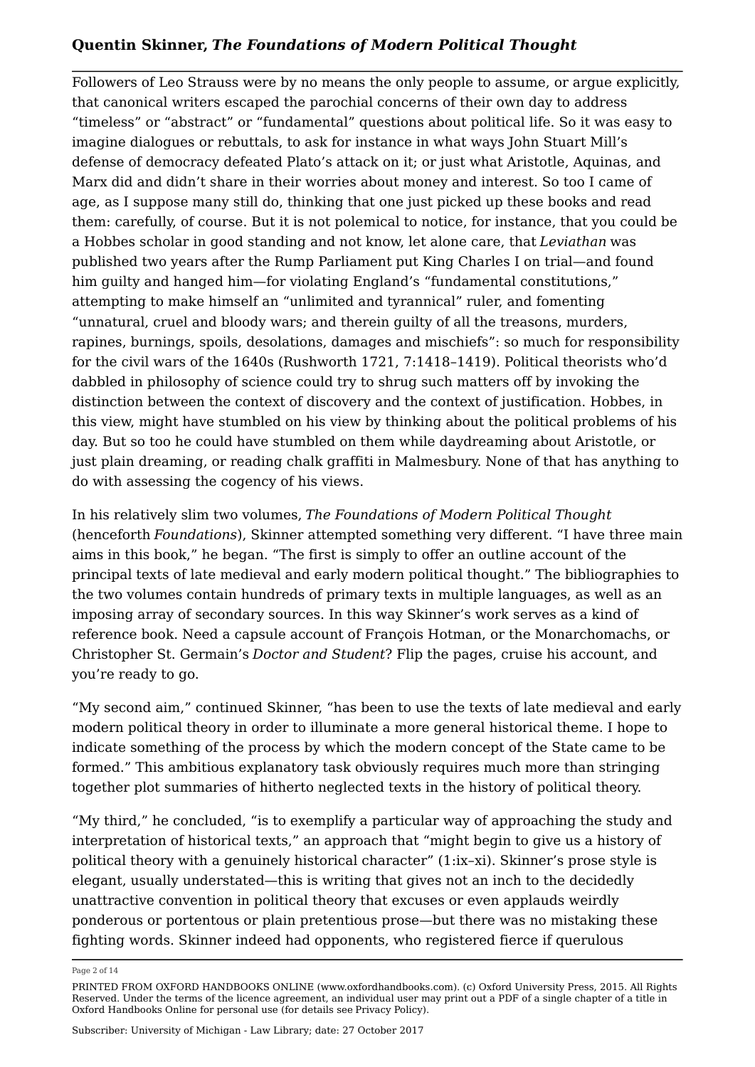Followers of Leo Strauss were by no means the only people to assume, or argue explicitly, that canonical writers escaped the parochial concerns of their own day to address "timeless" or "abstract" or "fundamental" questions about political life. So it was easy to imagine dialogues or rebuttals, to ask for instance in what ways John Stuart Mill's defense of democracy defeated Plato's attack on it; or just what Aristotle, Aquinas, and Marx did and didn't share in their worries about money and interest. So too I came of age, as I suppose many still do, thinking that one just picked up these books and read them: carefully, of course. But it is not polemical to notice, for instance, that you could be a Hobbes scholar in good standing and not know, let alone care, that *Leviathan* was published two years after the Rump Parliament put King Charles I on trial—and found him guilty and hanged him—for violating England's "fundamental constitutions," attempting to make himself an "unlimited and tyrannical" ruler, and fomenting "unnatural, cruel and bloody wars; and therein guilty of all the treasons, murders, rapines, burnings, spoils, desolations, damages and mischiefs": so much for responsibility for the civil wars of the 1640s (Rushworth 1721, 7:1418–1419). Political theorists who'd dabbled in philosophy of science could try to shrug such matters off by invoking the distinction between the context of discovery and the context of justification. Hobbes, in this view, might have stumbled on his view by thinking about the political problems of his day. But so too he could have stumbled on them while daydreaming about Aristotle, or just plain dreaming, or reading chalk graffiti in Malmesbury. None of that has anything to do with assessing the cogency of his views.

In his relatively slim two volumes, *The Foundations of Modern Political Thought* (henceforth *Foundations*), Skinner attempted something very different. "I have three main aims in this book," he began. "The first is simply to offer an outline account of the principal texts of late medieval and early modern political thought." The bibliographies to the two volumes contain hundreds of primary texts in multiple languages, as well as an imposing array of secondary sources. In this way Skinner's work serves as a kind of reference book. Need a capsule account of François Hotman, or the Monarchomachs, or Christopher St. Germain's *Doctor and Student*? Flip the pages, cruise his account, and you're ready to go.

"My second aim," continued Skinner, "has been to use the texts of late medieval and early modern political theory in order to illuminate a more general historical theme. I hope to indicate something of the process by which the modern concept of the State came to be formed." This ambitious explanatory task obviously requires much more than stringing together plot summaries of hitherto neglected texts in the history of political theory.

"My third," he concluded, "is to exemplify a particular way of approaching the study and interpretation of historical texts," an approach that "might begin to give us a history of political theory with a genuinely historical character" (1:ix–xi). Skinner's prose style is elegant, usually understated—this is writing that gives not an inch to the decidedly unattractive convention in political theory that excuses or even applauds weirdly ponderous or portentous or plain pretentious prose—but there was no mistaking these fighting words. Skinner indeed had opponents, who registered fierce if querulous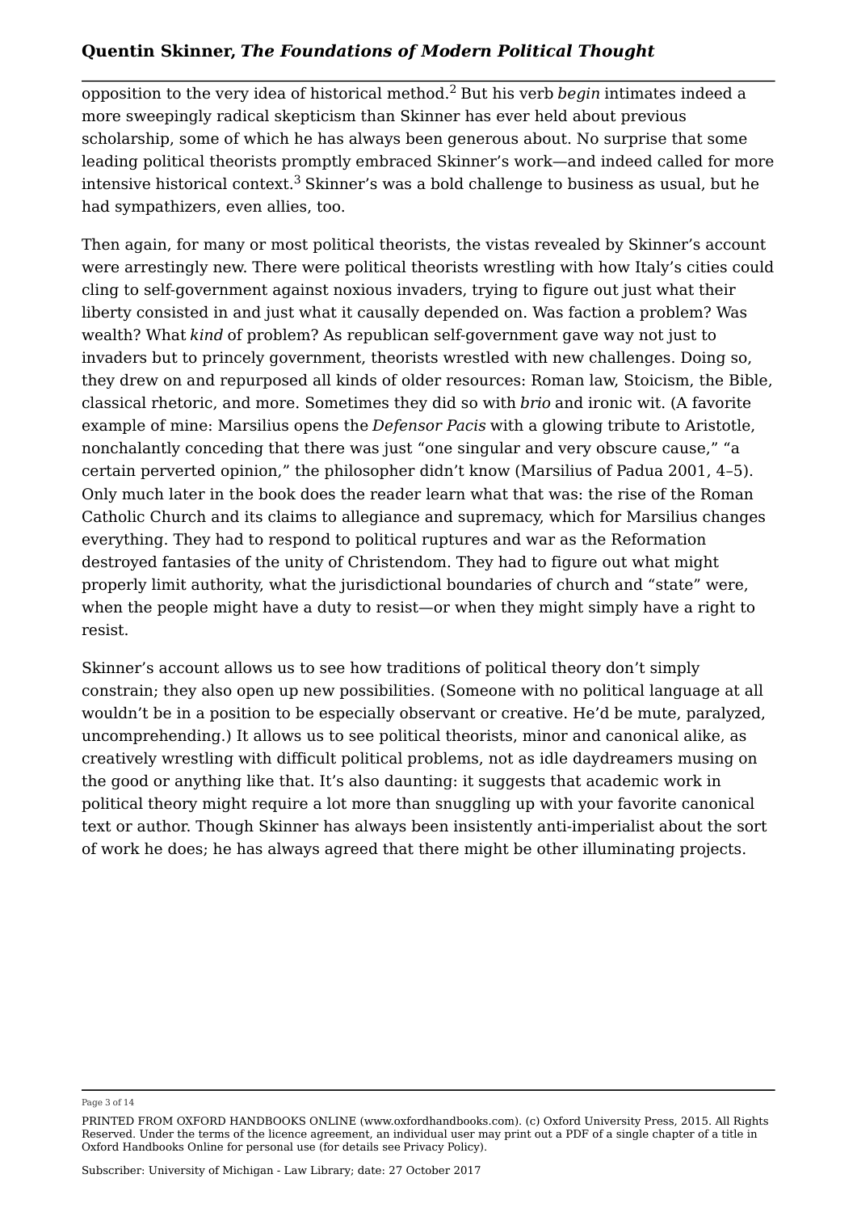opposition to the very idea of historical method.[2] But his verb *begin* intimates indeed a more sweepingly radical skepticism than Skinner has ever held about previous scholarship, some of which he has always been generous about. No surprise that some leading political theorists promptly embraced Skinner's work—and indeed called for more intensive historical context.[3] Skinner's was a bold challenge to business as usual, but he had sympathizers, even allies, too.

Then again, for many or most political theorists, the vistas revealed by Skinner's account were arrestingly new. There were political theorists wrestling with how Italy's cities could cling to self-government against noxious invaders, trying to figure out just what their liberty consisted in and just what it causally depended on. Was faction a problem? Was wealth? What *kind* of problem? As republican self-government gave way not just to invaders but to princely government, theorists wrestled with new challenges. Doing so, they drew on and repurposed all kinds of older resources: Roman law, Stoicism, the Bible, classical rhetoric, and more. Sometimes they did so with *brio* and ironic wit. (A favorite example of mine: Marsilius opens the *Defensor Pacis* with a glowing tribute to Aristotle, nonchalantly conceding that there was just "one singular and very obscure cause," "a certain perverted opinion," the philosopher didn't know (Marsilius of Padua 2001, 4–5). Only much later in the book does the reader learn what that was: the rise of the Roman Catholic Church and its claims to allegiance and supremacy, which for Marsilius changes everything. They had to respond to political ruptures and war as the Reformation destroyed fantasies of the unity of Christendom. They had to figure out what might properly limit authority, what the jurisdictional boundaries of church and "state" were, when the people might have a duty to resist—or when they might simply have a right to resist.

Skinner's account allows us to see how traditions of political theory don't simply constrain; they also open up new possibilities. (Someone with no political language at all wouldn't be in a position to be especially observant or creative. He'd be mute, paralyzed, uncomprehending.) It allows us to see political theorists, minor and canonical alike, as creatively wrestling with difficult political problems, not as idle daydreamers musing on the good or anything like that. It's also daunting: it suggests that academic work in political theory might require a lot more than snuggling up with your favorite canonical text or author. Though Skinner has always been insistently anti-imperialist about the sort of work he does; he has always agreed that there might be other illuminating projects.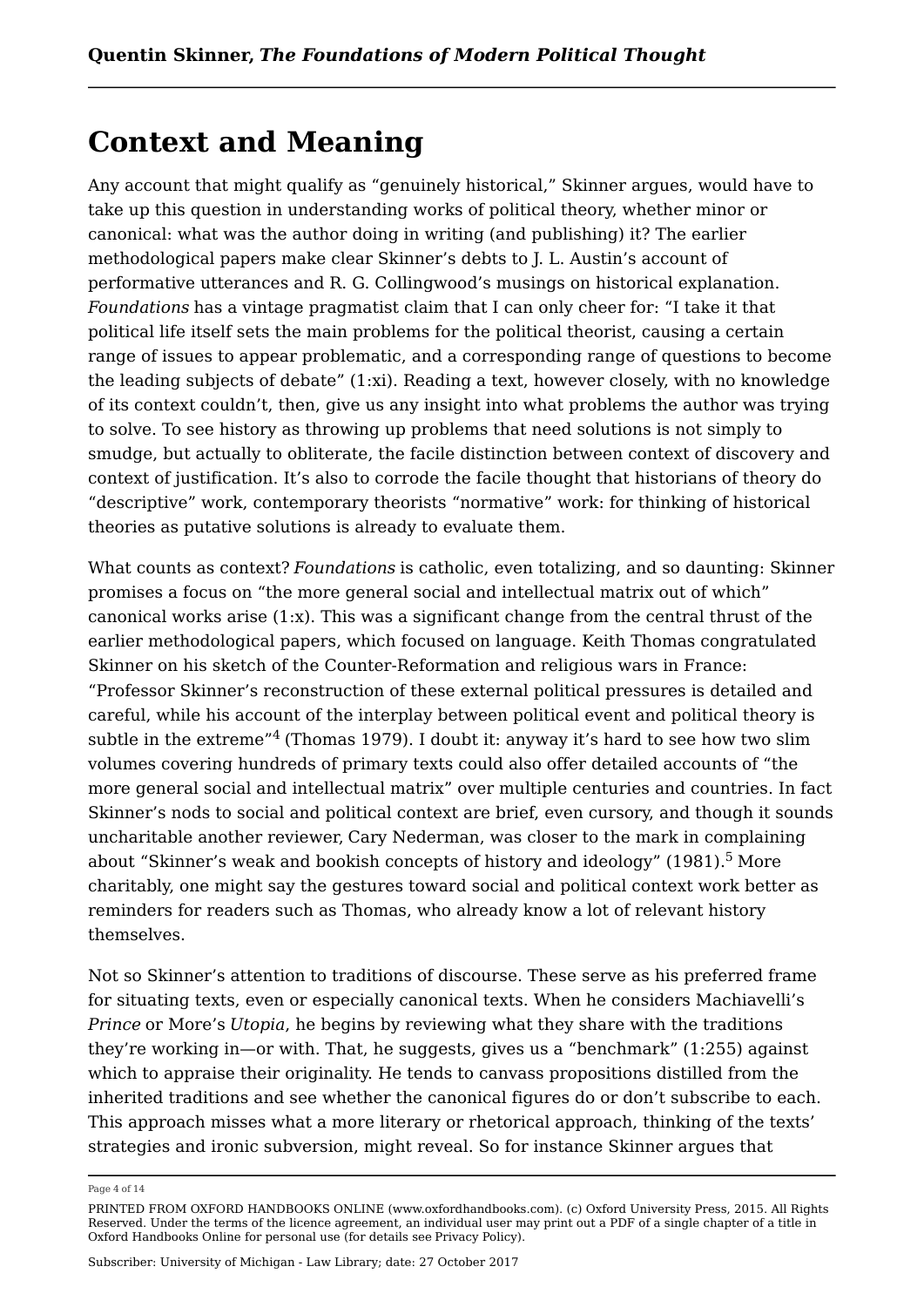## Context and Meaning

Any account that might qualify as "genuinely historical," Skinner argues, would have to take up this question in understanding works of political theory, whether minor or canonical: what was the author doing in writing (and publishing) it? The earlier methodological papers make clear Skinner's debts to J. L. Austin's account of performative utterances and R. G. Collingwood's musings on historical explanation. *Foundations* has a vintage pragmatist claim that I can only cheer for: "I take it that political life itself sets the main problems for the political theorist, causing a certain range of issues to appear problematic, and a corresponding range of questions to become the leading subjects of debate" (1:xi). Reading a text, however closely, with no knowledge of its context couldn't, then, give us any insight into what problems the author was trying to solve. To see history as throwing up problems that need solutions is not simply to smudge, but actually to obliterate, the facile distinction between context of discovery and context of justification. It's also to corrode the facile thought that historians of theory do "descriptive" work, contemporary theorists "normative" work: for thinking of historical theories as putative solutions is already to evaluate them.

What counts as context? *Foundations* is catholic, even totalizing, and so daunting: Skinner promises a focus on "the more general social and intellectual matrix out of which" canonical works arise (1:x). This was a significant change from the central thrust of the earlier methodological papers, which focused on language. Keith Thomas congratulated Skinner on his sketch of the Counter-Reformation and religious wars in France: "Professor Skinner's reconstruction of these external political pressures is detailed and careful, while his account of the interplay between political event and political theory is subtle in the extreme"[4] (Thomas 1979). I doubt it: anyway it's hard to see how two slim volumes covering hundreds of primary texts could also offer detailed accounts of "the more general social and intellectual matrix" over multiple centuries and countries. In fact Skinner's nods to social and political context are brief, even cursory, and though it sounds uncharitable another reviewer, Cary Nederman, was closer to the mark in complaining about "Skinner's weak and bookish concepts of history and ideology" (1981).[5] More charitably, one might say the gestures toward social and political context work better as reminders for readers such as Thomas, who already know a lot of relevant history themselves.

Not so Skinner's attention to traditions of discourse. These serve as his preferred frame for situating texts, even or especially canonical texts. When he considers Machiavelli's *Prince* or More's *Utopia*, he begins by reviewing what they share with the traditions they're working in—or with. That, he suggests, gives us a "benchmark" (1:255) against which to appraise their originality. He tends to canvass propositions distilled from the inherited traditions and see whether the canonical figures do or don't subscribe to each. This approach misses what a more literary or rhetorical approach, thinking of the texts' strategies and ironic subversion, might reveal. So for instance Skinner argues that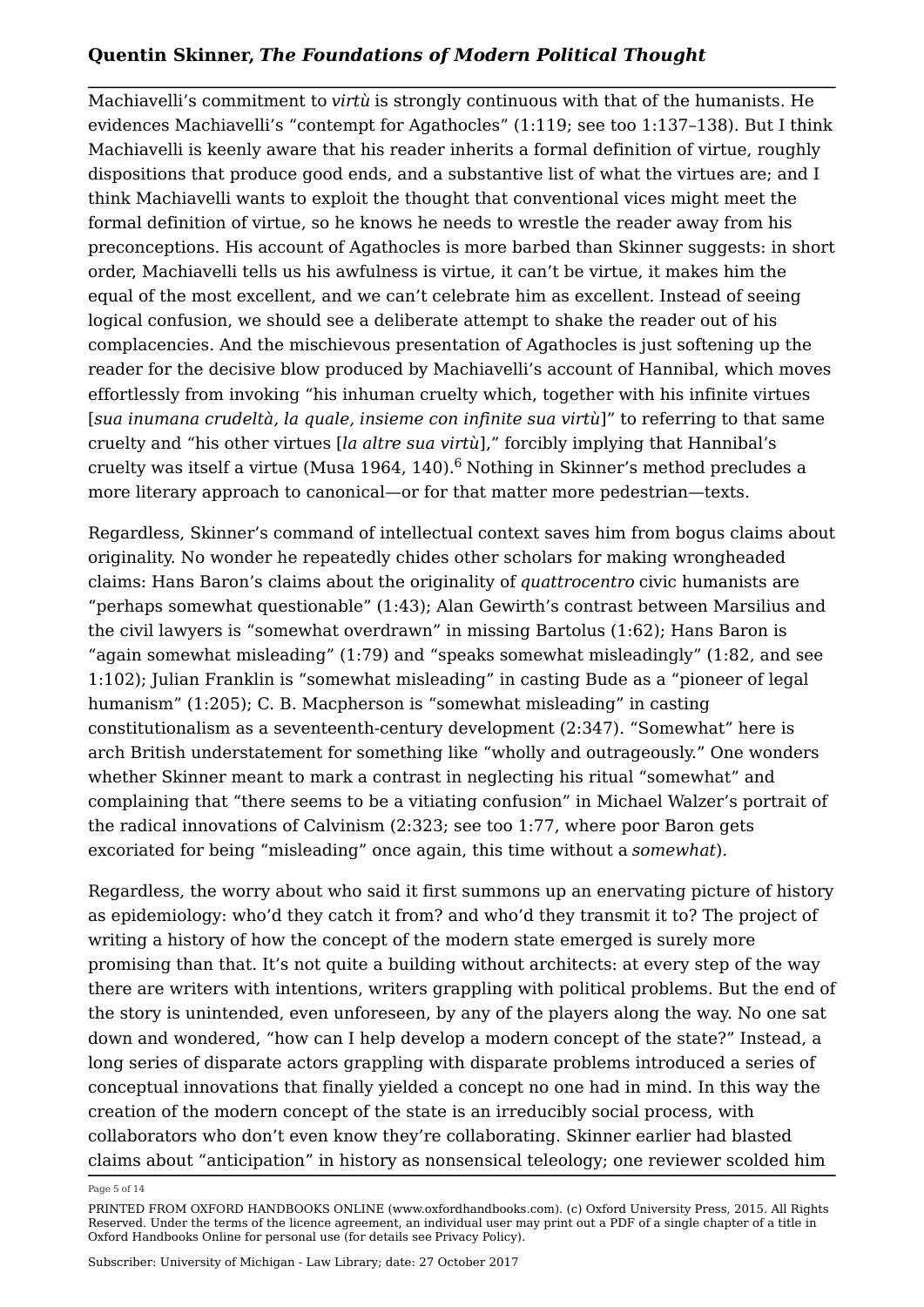Machiavelli's commitment to *virtù* is strongly continuous with that of the humanists. He evidences Machiavelli's "contempt for Agathocles" (1:119; see too 1:137–138). But I think Machiavelli is keenly aware that his reader inherits a formal definition of virtue, roughly dispositions that produce good ends, and a substantive list of what the virtues are; and I think Machiavelli wants to exploit the thought that conventional vices might meet the formal definition of virtue, so he knows he needs to wrestle the reader away from his preconceptions. His account of Agathocles is more barbed than Skinner suggests: in short order, Machiavelli tells us his awfulness is virtue, it can't be virtue, it makes him the equal of the most excellent, and we can't celebrate him as excellent. Instead of seeing logical confusion, we should see a deliberate attempt to shake the reader out of his complacencies. And the mischievous presentation of Agathocles is just softening up the reader for the decisive blow produced by Machiavelli's account of Hannibal, which moves effortlessly from invoking "his inhuman cruelty which, together with his infinite virtues [*sua inumana crudeltà, la quale, insieme con infinite sua virtù*]" to referring to that same cruelty and "his other virtues [*la altre sua virtù*]," forcibly implying that Hannibal's cruelty was itself a virtue (Musa 1964, 140).[6] Nothing in Skinner's method precludes a more literary approach to canonical—or for that matter more pedestrian—texts.

Regardless, Skinner's command of intellectual context saves him from bogus claims about originality. No wonder he repeatedly chides other scholars for making wrongheaded claims: Hans Baron's claims about the originality of *quattrocentro* civic humanists are "perhaps somewhat questionable" (1:43); Alan Gewirth's contrast between Marsilius and the civil lawyers is "somewhat overdrawn" in missing Bartolus (1:62); Hans Baron is "again somewhat misleading" (1:79) and "speaks somewhat misleadingly" (1:82, and see 1:102); Julian Franklin is "somewhat misleading" in casting Bude as a "pioneer of legal humanism" (1:205); C. B. Macpherson is "somewhat misleading" in casting constitutionalism as a seventeenth-century development (2:347). "Somewhat" here is arch British understatement for something like "wholly and outrageously." One wonders whether Skinner meant to mark a contrast in neglecting his ritual "somewhat" and complaining that "there seems to be a vitiating confusion" in Michael Walzer's portrait of the radical innovations of Calvinism (2:323; see too 1:77, where poor Baron gets excoriated for being "misleading" once again, this time without a *somewhat*).

Regardless, the worry about who said it first summons up an enervating picture of history as epidemiology: who'd they catch it from? and who'd they transmit it to? The project of writing a history of how the concept of the modern state emerged is surely more promising than that. It's not quite a building without architects: at every step of the way there are writers with intentions, writers grappling with political problems. But the end of the story is unintended, even unforeseen, by any of the players along the way. No one sat down and wondered, "how can I help develop a modern concept of the state?" Instead, a long series of disparate actors grappling with disparate problems introduced a series of conceptual innovations that finally yielded a concept no one had in mind. In this way the creation of the modern concept of the state is an irreducibly social process, with collaborators who don't even know they're collaborating. Skinner earlier had blasted claims about "anticipation" in history as nonsensical teleology; one reviewer scolded him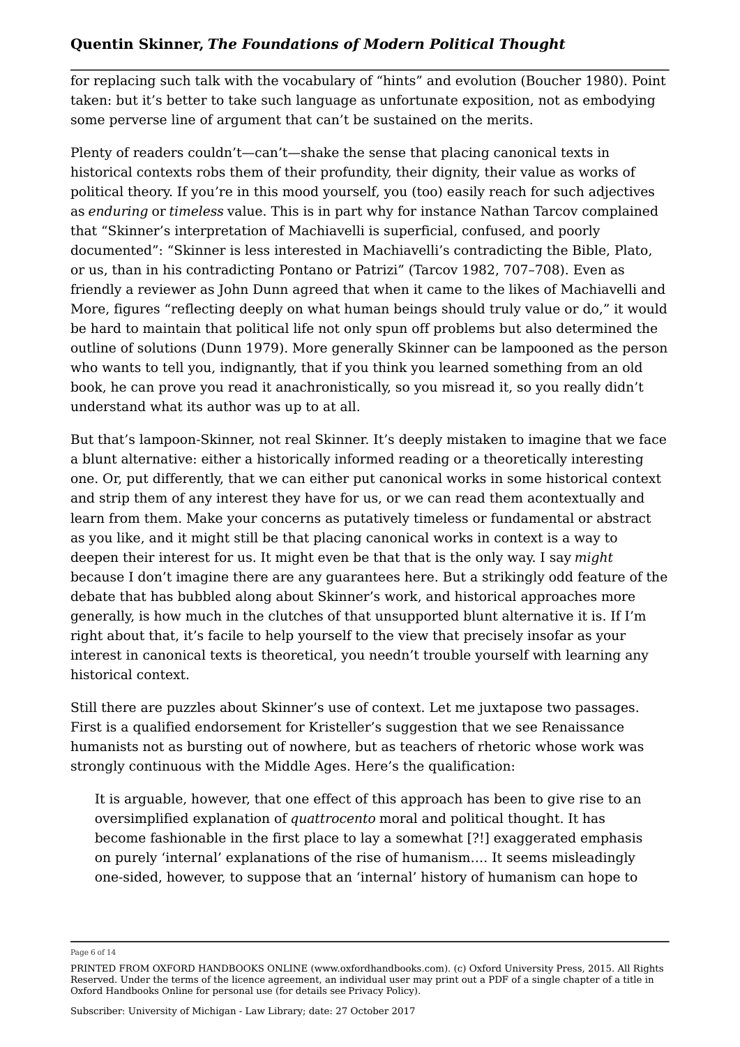for replacing such talk with the vocabulary of "hints" and evolution (Boucher 1980). Point taken: but it's better to take such language as unfortunate exposition, not as embodying some perverse line of argument that can't be sustained on the merits.

Plenty of readers couldn't—can't—shake the sense that placing canonical texts in historical contexts robs them of their profundity, their dignity, their value as works of political theory. If you're in this mood yourself, you (too) easily reach for such adjectives as *enduring* or *timeless* value. This is in part why for instance Nathan Tarcov complained that "Skinner's interpretation of Machiavelli is superficial, confused, and poorly documented": "Skinner is less interested in Machiavelli's contradicting the Bible, Plato, or us, than in his contradicting Pontano or Patrizi" (Tarcov 1982, 707–708). Even as friendly a reviewer as John Dunn agreed that when it came to the likes of Machiavelli and More, figures "reflecting deeply on what human beings should truly value or do," it would be hard to maintain that political life not only spun off problems but also determined the outline of solutions (Dunn 1979). More generally Skinner can be lampooned as the person who wants to tell you, indignantly, that if you think you learned something from an old book, he can prove you read it anachronistically, so you misread it, so you really didn't understand what its author was up to at all.

But that's lampoon-Skinner, not real Skinner. It's deeply mistaken to imagine that we face a blunt alternative: either a historically informed reading or a theoretically interesting one. Or, put differently, that we can either put canonical works in some historical context and strip them of any interest they have for us, or we can read them acontextually and learn from them. Make your concerns as putatively timeless or fundamental or abstract as you like, and it might still be that placing canonical works in context is a way to deepen their interest for us. It might even be that that is the only way. I say *might* because I don't imagine there are any guarantees here. But a strikingly odd feature of the debate that has bubbled along about Skinner's work, and historical approaches more generally, is how much in the clutches of that unsupported blunt alternative it is. If I'm right about that, it's facile to help yourself to the view that precisely insofar as your interest in canonical texts is theoretical, you needn't trouble yourself with learning any historical context.

Still there are puzzles about Skinner's use of context. Let me juxtapose two passages. First is a qualified endorsement for Kristeller's suggestion that we see Renaissance humanists not as bursting out of nowhere, but as teachers of rhetoric whose work was strongly continuous with the Middle Ages. Here's the qualification:

> It is arguable, however, that one effect of this approach has been to give rise to an oversimplified explanation of *quattrocento* moral and political thought. It has become fashionable in the first place to lay a somewhat [?!] exaggerated emphasis on purely 'internal' explanations of the rise of humanism.… It seems misleadingly one-sided, however, to suppose that an 'internal' history of humanism can hope to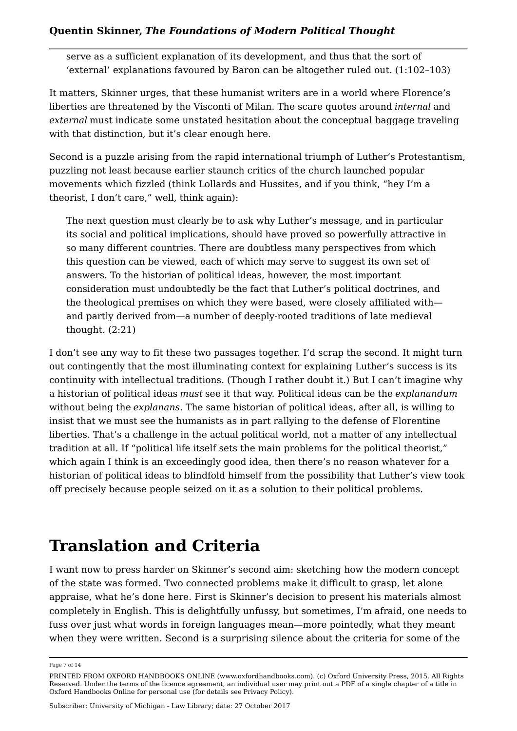> serve as a sufficient explanation of its development, and thus that the sort of ‘external’ explanations favoured by Baron can be altogether ruled out. (1:102–103)

It matters, Skinner urges, that these humanist writers are in a world where Florence’s liberties are threatened by the Visconti of Milan. The scare quotes around *internal* and *external* must indicate some unstated hesitation about the conceptual baggage traveling with that distinction, but it’s clear enough here.

Second is a puzzle arising from the rapid international triumph of Luther’s Protestantism, puzzling not least because earlier staunch critics of the church launched popular movements which fizzled (think Lollards and Hussites, and if you think, “hey I’m a theorist, I don’t care,” well, think again):

> The next question must clearly be to ask why Luther’s message, and in particular its social and political implications, should have proved so powerfully attractive in so many different countries. There are doubtless many perspectives from which this question can be viewed, each of which may serve to suggest its own set of answers. To the historian of political ideas, however, the most important consideration must undoubtedly be the fact that Luther’s political doctrines, and the theological premises on which they were based, were closely affiliated with—and partly derived from—a number of deeply-rooted traditions of late medieval thought. (2:21)

I don’t see any way to fit these two passages together. I’d scrap the second. It might turn out contingently that the most illuminating context for explaining Luther’s success is its continuity with intellectual traditions. (Though I rather doubt it.) But I can’t imagine why a historian of political ideas *must* see it that way. Political ideas can be the *explanandum* without being the *explanans*. The same historian of political ideas, after all, is willing to insist that we must see the humanists as in part rallying to the defense of Florentine liberties. That’s a challenge in the actual political world, not a matter of any intellectual tradition at all. If “political life itself sets the main problems for the political theorist,” which again I think is an exceedingly good idea, then there’s no reason whatever for a historian of political ideas to blindfold himself from the possibility that Luther’s view took off precisely because people seized on it as a solution to their political problems.

## Translation and Criteria

I want now to press harder on Skinner’s second aim: sketching how the modern concept of the state was formed. Two connected problems make it difficult to grasp, let alone appraise, what he’s done here. First is Skinner’s decision to present his materials almost completely in English. This is delightfully unfussy, but sometimes, I’m afraid, one needs to fuss over just what words in foreign languages mean—more pointedly, what they meant when they were written. Second is a surprising silence about the criteria for some of the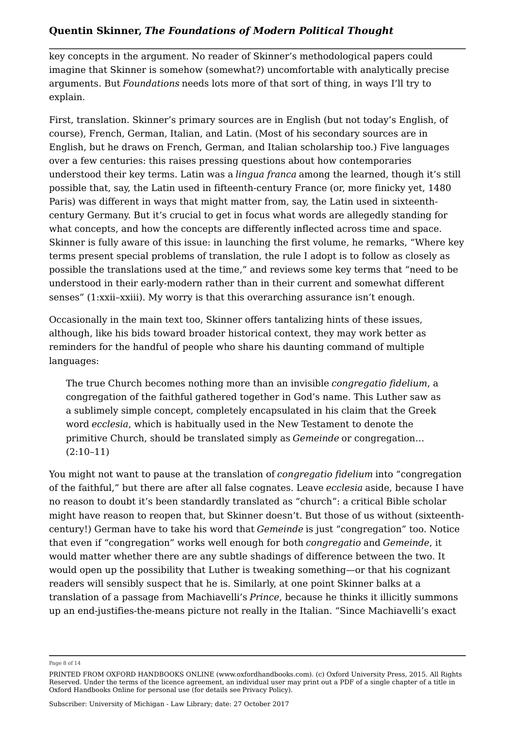key concepts in the argument. No reader of Skinner's methodological papers could imagine that Skinner is somehow (somewhat?) uncomfortable with analytically precise arguments. But *Foundations* needs lots more of that sort of thing, in ways I'll try to explain.

First, translation. Skinner's primary sources are in English (but not today's English, of course), French, German, Italian, and Latin. (Most of his secondary sources are in English, but he draws on French, German, and Italian scholarship too.) Five languages over a few centuries: this raises pressing questions about how contemporaries understood their key terms. Latin was a *lingua franca* among the learned, though it's still possible that, say, the Latin used in fifteenth-century France (or, more finicky yet, 1480 Paris) was different in ways that might matter from, say, the Latin used in sixteenth-century Germany. But it's crucial to get in focus what words are allegedly standing for what concepts, and how the concepts are differently inflected across time and space. Skinner is fully aware of this issue: in launching the first volume, he remarks, "Where key terms present special problems of translation, the rule I adopt is to follow as closely as possible the translations used at the time," and reviews some key terms that "need to be understood in their early-modern rather than in their current and somewhat different senses" (1:xxii–xxiii). My worry is that this overarching assurance isn't enough.

Occasionally in the main text too, Skinner offers tantalizing hints of these issues, although, like his bids toward broader historical context, they may work better as reminders for the handful of people who share his daunting command of multiple languages:

> The true Church becomes nothing more than an invisible *congregatio fidelium*, a congregation of the faithful gathered together in God's name. This Luther saw as a sublimely simple concept, completely encapsulated in his claim that the Greek word *ecclesia*, which is habitually used in the New Testament to denote the primitive Church, should be translated simply as *Gemeinde* or congregation… (2:10–11)

You might not want to pause at the translation of *congregatio fidelium* into "congregation of the faithful," but there are after all false cognates. Leave *ecclesia* aside, because I have no reason to doubt it's been standardly translated as "church": a critical Bible scholar might have reason to reopen that, but Skinner doesn't. But those of us without (sixteenth-century!) German have to take his word that *Gemeinde* is just "congregation" too. Notice that even if "congregation" works well enough for both *congregatio* and *Gemeinde*, it would matter whether there are any subtle shadings of difference between the two. It would open up the possibility that Luther is tweaking something—or that his cognizant readers will sensibly suspect that he is. Similarly, at one point Skinner balks at a translation of a passage from Machiavelli's *Prince*, because he thinks it illicitly summons up an end-justifies-the-means picture not really in the Italian. "Since Machiavelli's exact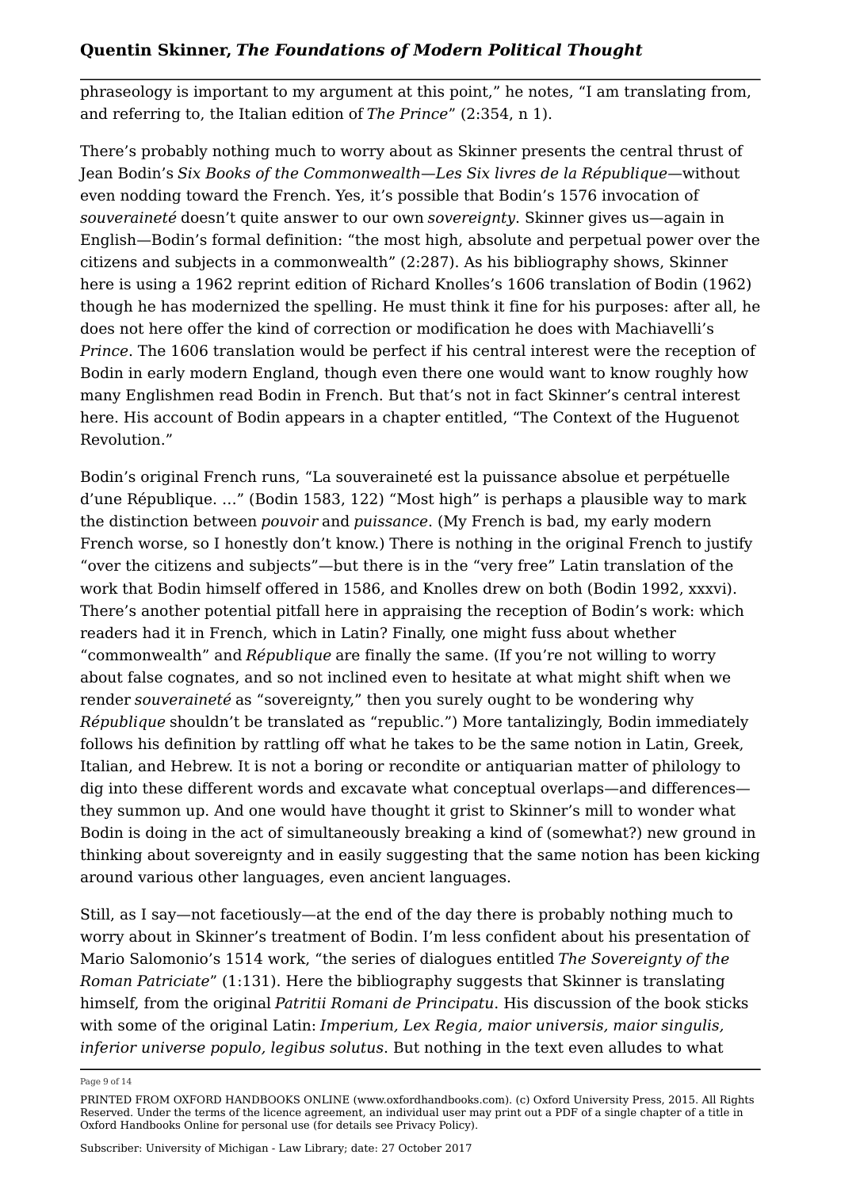phraseology is important to my argument at this point," he notes, "I am translating from, and referring to, the Italian edition of *The Prince*" (2:354, n 1).

There's probably nothing much to worry about as Skinner presents the central thrust of Jean Bodin's *Six Books of the Commonwealth—Les Six livres de la République*—without even nodding toward the French. Yes, it's possible that Bodin's 1576 invocation of *souveraineté* doesn't quite answer to our own *sovereignty*. Skinner gives us—again in English—Bodin's formal definition: "the most high, absolute and perpetual power over the citizens and subjects in a commonwealth" (2:287). As his bibliography shows, Skinner here is using a 1962 reprint edition of Richard Knolles's 1606 translation of Bodin (1962) though he has modernized the spelling. He must think it fine for his purposes: after all, he does not here offer the kind of correction or modification he does with Machiavelli's *Prince*. The 1606 translation would be perfect if his central interest were the reception of Bodin in early modern England, though even there one would want to know roughly how many Englishmen read Bodin in French. But that's not in fact Skinner's central interest here. His account of Bodin appears in a chapter entitled, "The Context of the Huguenot Revolution."

Bodin's original French runs, "La souveraineté est la puissance absolue et perpétuelle d'une République. …" (Bodin 1583, 122) "Most high" is perhaps a plausible way to mark the distinction between *pouvoir* and *puissance*. (My French is bad, my early modern French worse, so I honestly don't know.) There is nothing in the original French to justify "over the citizens and subjects"—but there is in the "very free" Latin translation of the work that Bodin himself offered in 1586, and Knolles drew on both (Bodin 1992, xxxvi). There's another potential pitfall here in appraising the reception of Bodin's work: which readers had it in French, which in Latin? Finally, one might fuss about whether "commonwealth" and *République* are finally the same. (If you're not willing to worry about false cognates, and so not inclined even to hesitate at what might shift when we render *souveraineté* as "sovereignty," then you surely ought to be wondering why *République* shouldn't be translated as "republic.") More tantalizingly, Bodin immediately follows his definition by rattling off what he takes to be the same notion in Latin, Greek, Italian, and Hebrew. It is not a boring or recondite or antiquarian matter of philology to dig into these different words and excavate what conceptual overlaps—and differences—they summon up. And one would have thought it grist to Skinner's mill to wonder what Bodin is doing in the act of simultaneously breaking a kind of (somewhat?) new ground in thinking about sovereignty and in easily suggesting that the same notion has been kicking around various other languages, even ancient languages.

Still, as I say—not facetiously—at the end of the day there is probably nothing much to worry about in Skinner's treatment of Bodin. I'm less confident about his presentation of Mario Salomonio's 1514 work, "the series of dialogues entitled *The Sovereignty of the Roman Patriciate*" (1:131). Here the bibliography suggests that Skinner is translating himself, from the original *Patritii Romani de Principatu*. His discussion of the book sticks with some of the original Latin: *Imperium, Lex Regia, maior universis, maior singulis, inferior universe populo, legibus solutus*. But nothing in the text even alludes to what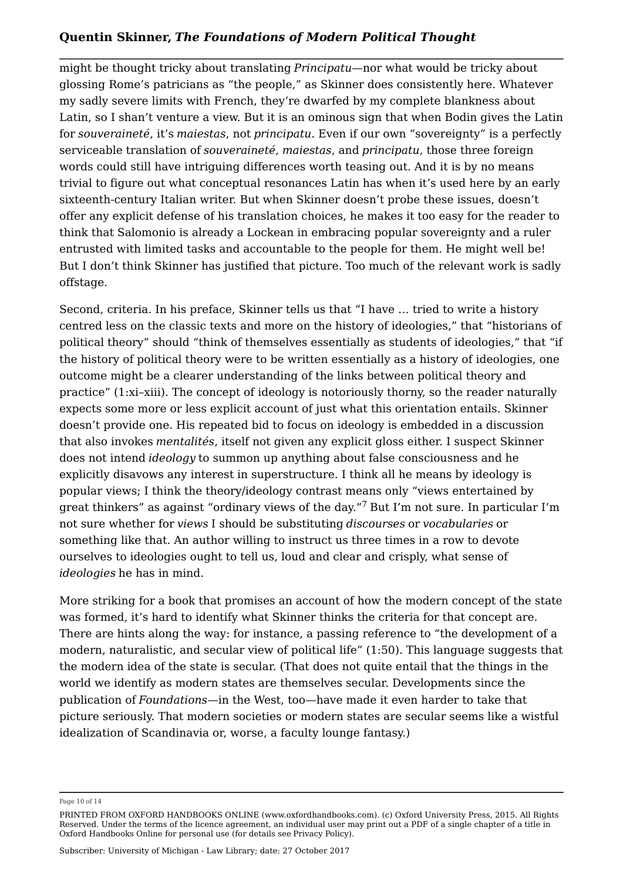might be thought tricky about translating *Principatu*—nor what would be tricky about glossing Rome's patricians as "the people," as Skinner does consistently here. Whatever my sadly severe limits with French, they're dwarfed by my complete blankness about Latin, so I shan't venture a view. But it is an ominous sign that when Bodin gives the Latin for *souveraineté*, it's *maiestas*, not *principatu*. Even if our own "sovereignty" is a perfectly serviceable translation of *souveraineté, maiestas*, and *principatu*, those three foreign words could still have intriguing differences worth teasing out. And it is by no means trivial to figure out what conceptual resonances Latin has when it's used here by an early sixteenth-century Italian writer. But when Skinner doesn't probe these issues, doesn't offer any explicit defense of his translation choices, he makes it too easy for the reader to think that Salomonio is already a Lockean in embracing popular sovereignty and a ruler entrusted with limited tasks and accountable to the people for them. He might well be! But I don't think Skinner has justified that picture. Too much of the relevant work is sadly offstage.

Second, criteria. In his preface, Skinner tells us that "I have … tried to write a history centred less on the classic texts and more on the history of ideologies," that "historians of political theory" should "think of themselves essentially as students of ideologies," that "if the history of political theory were to be written essentially as a history of ideologies, one outcome might be a clearer understanding of the links between political theory and practice" (1:xi–xiii). The concept of ideology is notoriously thorny, so the reader naturally expects some more or less explicit account of just what this orientation entails. Skinner doesn't provide one. His repeated bid to focus on ideology is embedded in a discussion that also invokes *mentalités*, itself not given any explicit gloss either. I suspect Skinner does not intend *ideology* to summon up anything about false consciousness and he explicitly disavows any interest in superstructure. I think all he means by ideology is popular views; I think the theory/ideology contrast means only "views entertained by great thinkers" as against "ordinary views of the day."[7] But I'm not sure. In particular I'm not sure whether for *views* I should be substituting *discourses* or *vocabularies* or something like that. An author willing to instruct us three times in a row to devote ourselves to ideologies ought to tell us, loud and clear and crisply, what sense of *ideologies* he has in mind.

More striking for a book that promises an account of how the modern concept of the state was formed, it's hard to identify what Skinner thinks the criteria for that concept are. There are hints along the way: for instance, a passing reference to "the development of a modern, naturalistic, and secular view of political life" (1:50). This language suggests that the modern idea of the state is secular. (That does not quite entail that the things in the world we identify as modern states are themselves secular. Developments since the publication of *Foundations*—in the West, too—have made it even harder to take that picture seriously. That modern societies or modern states are secular seems like a wistful idealization of Scandinavia or, worse, a faculty lounge fantasy.)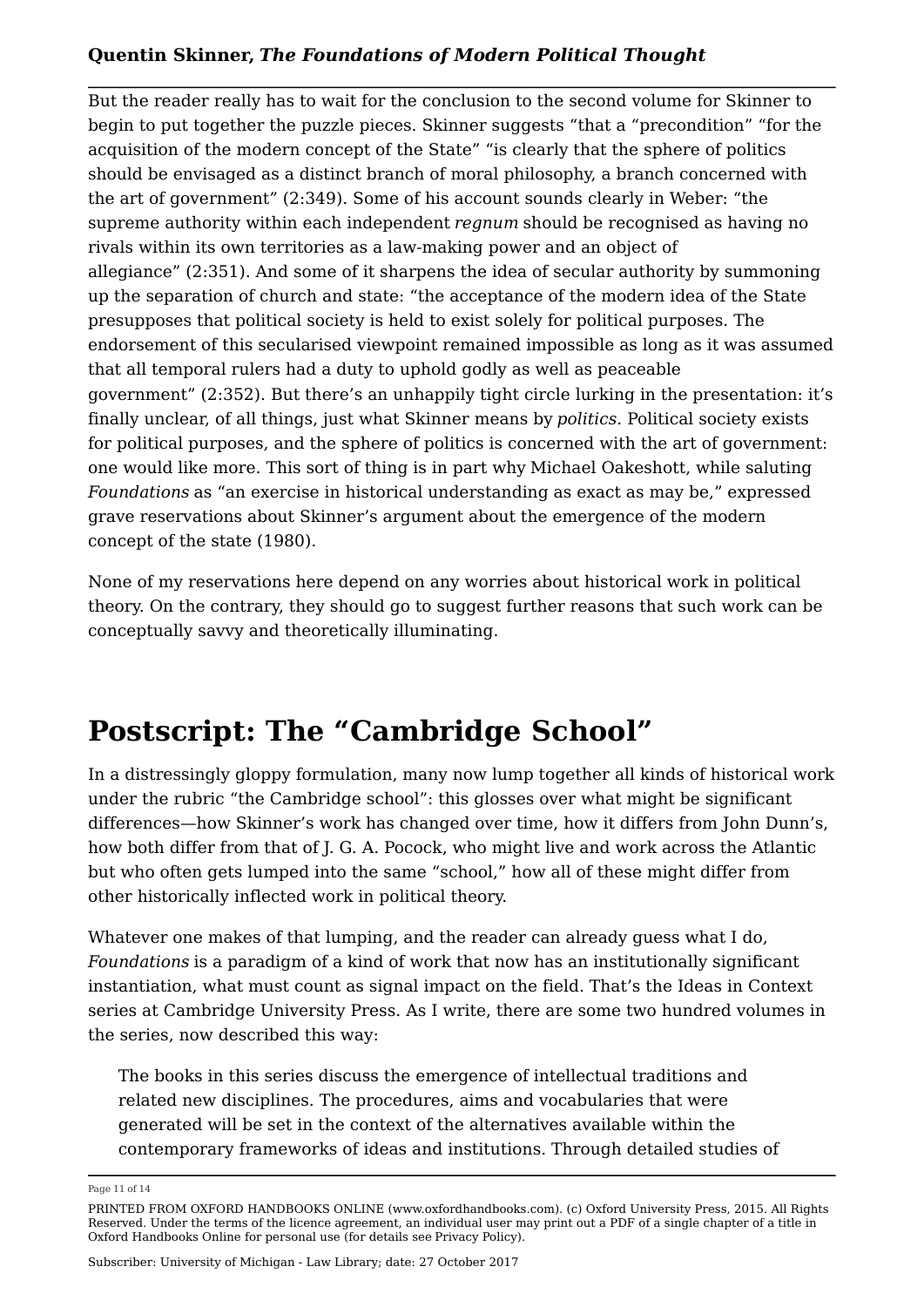But the reader really has to wait for the conclusion to the second volume for Skinner to begin to put together the puzzle pieces. Skinner suggests "that a "precondition" "for the acquisition of the modern concept of the State" "is clearly that the sphere of politics should be envisaged as a distinct branch of moral philosophy, a branch concerned with the art of government" (2:349). Some of his account sounds clearly in Weber: "the supreme authority within each independent *regnum* should be recognised as having no rivals within its own territories as a law-making power and an object of allegiance" (2:351). And some of it sharpens the idea of secular authority by summoning up the separation of church and state: "the acceptance of the modern idea of the State presupposes that political society is held to exist solely for political purposes. The endorsement of this secularised viewpoint remained impossible as long as it was assumed that all temporal rulers had a duty to uphold godly as well as peaceable government" (2:352). But there's an unhappily tight circle lurking in the presentation: it's finally unclear, of all things, just what Skinner means by *politics*. Political society exists for political purposes, and the sphere of politics is concerned with the art of government: one would like more. This sort of thing is in part why Michael Oakeshott, while saluting *Foundations* as "an exercise in historical understanding as exact as may be," expressed grave reservations about Skinner's argument about the emergence of the modern concept of the state (1980).

None of my reservations here depend on any worries about historical work in political theory. On the contrary, they should go to suggest further reasons that such work can be conceptually savvy and theoretically illuminating.

# Postscript: The "Cambridge School"

In a distressingly gloppy formulation, many now lump together all kinds of historical work under the rubric "the Cambridge school": this glosses over what might be significant differences—how Skinner's work has changed over time, how it differs from John Dunn's, how both differ from that of J. G. A. Pocock, who might live and work across the Atlantic but who often gets lumped into the same "school," how all of these might differ from other historically inflected work in political theory.

Whatever one makes of that lumping, and the reader can already guess what I do, *Foundations* is a paradigm of a kind of work that now has an institutionally significant instantiation, what must count as signal impact on the field. That's the Ideas in Context series at Cambridge University Press. As I write, there are some two hundred volumes in the series, now described this way:

> The books in this series discuss the emergence of intellectual traditions and related new disciplines. The procedures, aims and vocabularies that were generated will be set in the context of the alternatives available within the contemporary frameworks of ideas and institutions. Through detailed studies of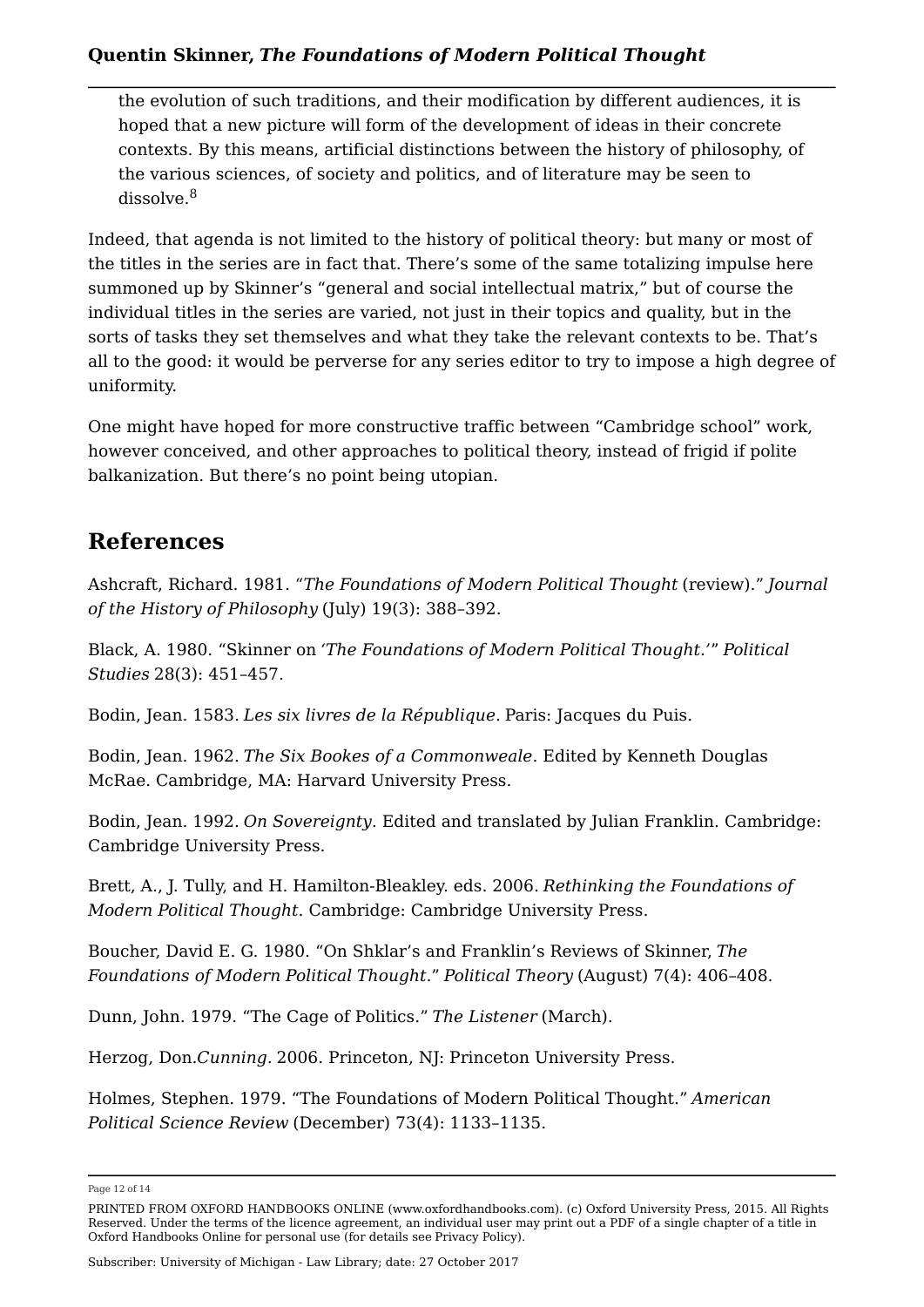> the evolution of such traditions, and their modification by different audiences, it is hoped that a new picture will form of the development of ideas in their concrete contexts. By this means, artificial distinctions between the history of philosophy, of the various sciences, of society and politics, and of literature may be seen to dissolve.[8]

Indeed, that agenda is not limited to the history of political theory: but many or most of the titles in the series are in fact that. There's some of the same totalizing impulse here summoned up by Skinner's "general and social intellectual matrix," but of course the individual titles in the series are varied, not just in their topics and quality, but in the sorts of tasks they set themselves and what they take the relevant contexts to be. That's all to the good: it would be perverse for any series editor to try to impose a high degree of uniformity.

One might have hoped for more constructive traffic between "Cambridge school" work, however conceived, and other approaches to political theory, instead of frigid if polite balkanization. But there's no point being utopian.

## References

Ashcraft, Richard. 1981. "*The Foundations of Modern Political Thought* (review)." *Journal of the History of Philosophy* (July) 19(3): 388–392.

Black, A. 1980. "Skinner on '*The Foundations of Modern Political Thought*.'" *Political Studies* 28(3): 451–457.

Bodin, Jean. 1583. *Les six livres de la République*. Paris: Jacques du Puis.

Bodin, Jean. 1962. *The Six Bookes of a Commonweale*. Edited by Kenneth Douglas McRae. Cambridge, MA: Harvard University Press.

Bodin, Jean. 1992. *On Sovereignty*. Edited and translated by Julian Franklin. Cambridge: Cambridge University Press.

Brett, A., J. Tully, and H. Hamilton-Bleakley. eds. 2006. *Rethinking the Foundations of Modern Political Thought*. Cambridge: Cambridge University Press.

Boucher, David E. G. 1980. "On Shklar's and Franklin's Reviews of Skinner, *The Foundations of Modern Political Thought*." *Political Theory* (August) 7(4): 406–408.

Dunn, John. 1979. "The Cage of Politics." *The Listener* (March).

Herzog, Don.*Cunning*. 2006. Princeton, NJ: Princeton University Press.

Holmes, Stephen. 1979. "The Foundations of Modern Political Thought." *American Political Science Review* (December) 73(4): 1133–1135.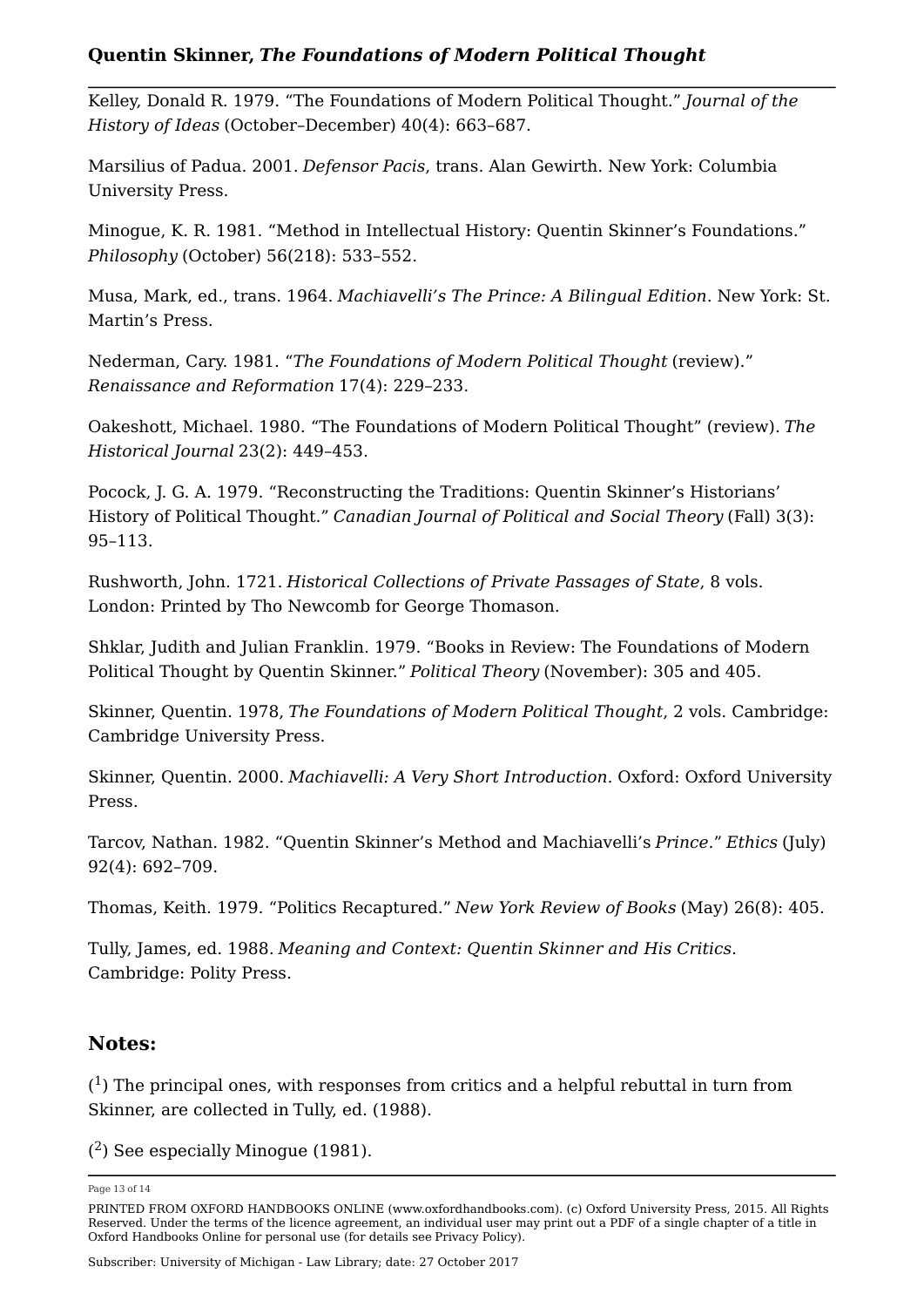Kelley, Donald R. 1979. "The Foundations of Modern Political Thought." *Journal of the History of Ideas* (October–December) 40(4): 663–687.

Marsilius of Padua. 2001. *Defensor Pacis*, trans. Alan Gewirth. New York: Columbia University Press.

Minogue, K. R. 1981. "Method in Intellectual History: Quentin Skinner's Foundations." *Philosophy* (October) 56(218): 533–552.

Musa, Mark, ed., trans. 1964. *Machiavelli's The Prince: A Bilingual Edition*. New York: St. Martin's Press.

Nederman, Cary. 1981. "*The Foundations of Modern Political Thought* (review)." *Renaissance and Reformation* 17(4): 229–233.

Oakeshott, Michael. 1980. "The Foundations of Modern Political Thought" (review). *The Historical Journal* 23(2): 449–453.

Pocock, J. G. A. 1979. "Reconstructing the Traditions: Quentin Skinner's Historians' History of Political Thought." *Canadian Journal of Political and Social Theory* (Fall) 3(3): 95–113.

Rushworth, John. 1721. *Historical Collections of Private Passages of State*, 8 vols. London: Printed by Tho Newcomb for George Thomason.

Shklar, Judith and Julian Franklin. 1979. "Books in Review: The Foundations of Modern Political Thought by Quentin Skinner." *Political Theory* (November): 305 and 405.

Skinner, Quentin. 1978, *The Foundations of Modern Political Thought*, 2 vols. Cambridge: Cambridge University Press.

Skinner, Quentin. 2000. *Machiavelli: A Very Short Introduction*. Oxford: Oxford University Press.

Tarcov, Nathan. 1982. "Quentin Skinner's Method and Machiavelli's *Prince*." *Ethics* (July) 92(4): 692–709.

Thomas, Keith. 1979. "Politics Recaptured." *New York Review of Books* (May) 26(8): 405.

Tully, James, ed. 1988. *Meaning and Context: Quentin Skinner and His Critics*. Cambridge: Polity Press.

## Notes:

([1]) The principal ones, with responses from critics and a helpful rebuttal in turn from Skinner, are collected in Tully, ed. (1988).

([2]) See especially Minogue (1981).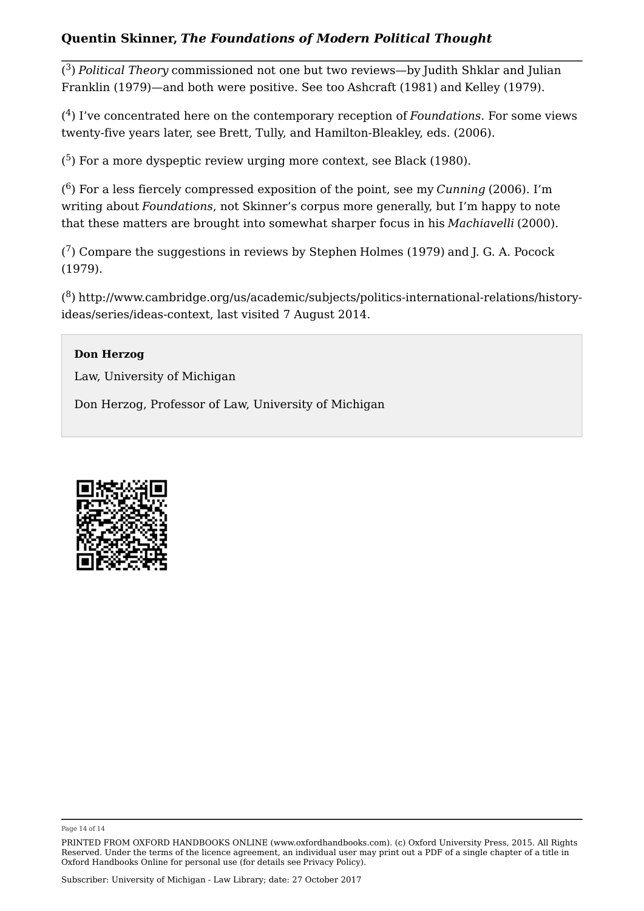([3]) *Political Theory* commissioned not one but two reviews—by Judith Shklar and Julian Franklin (1979)—and both were positive. See too Ashcraft (1981) and Kelley (1979).

([4]) I've concentrated here on the contemporary reception of *Foundations*. For some views twenty-five years later, see Brett, Tully, and Hamilton-Bleakley, eds. (2006).

([5]) For a more dyspeptic review urging more context, see Black (1980).

([6]) For a less fiercely compressed exposition of the point, see my *Cunning* (2006). I'm writing about *Foundations*, not Skinner's corpus more generally, but I'm happy to note that these matters are brought into somewhat sharper focus in his *Machiavelli* (2000).

([7]) Compare the suggestions in reviews by Stephen Holmes (1979) and J. G. A. Pocock (1979).

([8]) http://www.cambridge.org/us/academic/subjects/politics-international-relations/history-ideas/series/ideas-context, last visited 7 August 2014.

**Don Herzog**

Law, University of Michigan

Don Herzog, Professor of Law, University of Michigan